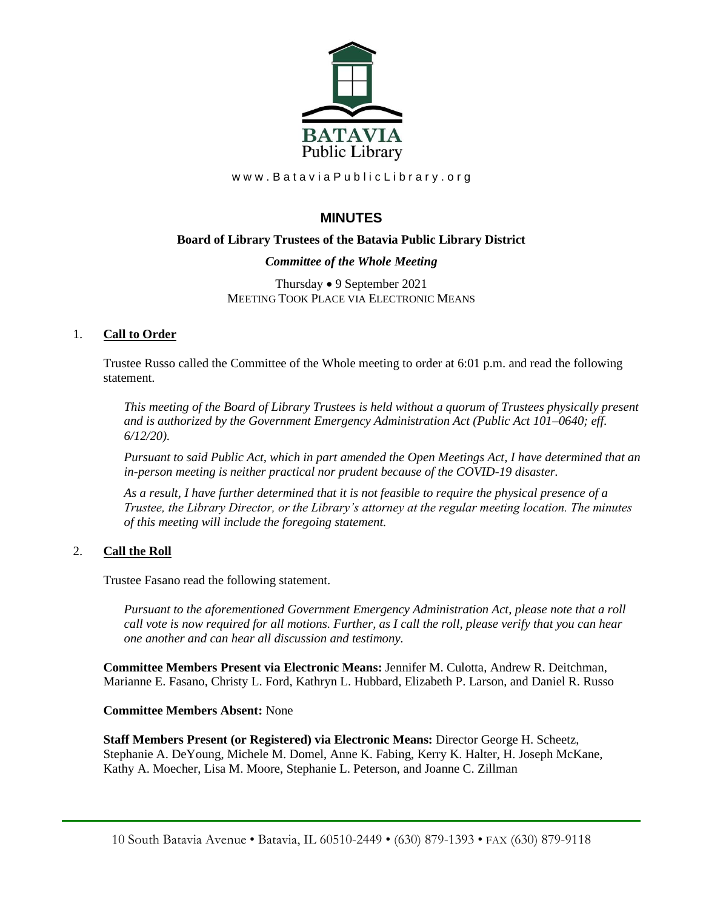BATAVIA
Public Library

www.BataviaPublicLibrary.org

# MINUTES

**Board of Library Trustees of the Batavia Public Library District**

***Committee of the Whole Meeting***

Thursday • 9 September 2021
MEETING TOOK PLACE VIA ELECTRONIC MEANS

## 1. Call to Order

Trustee Russo called the Committee of the Whole meeting to order at 6:01 p.m. and read the following statement.

*This meeting of the Board of Library Trustees is held without a quorum of Trustees physically present and is authorized by the Government Emergency Administration Act (Public Act 101–0640; eff. 6/12/20).*

*Pursuant to said Public Act, which in part amended the Open Meetings Act, I have determined that an in-person meeting is neither practical nor prudent because of the COVID-19 disaster.*

*As a result, I have further determined that it is not feasible to require the physical presence of a Trustee, the Library Director, or the Library's attorney at the regular meeting location. The minutes of this meeting will include the foregoing statement.*

## 2. Call the Roll

Trustee Fasano read the following statement.

*Pursuant to the aforementioned Government Emergency Administration Act, please note that a roll call vote is now required for all motions. Further, as I call the roll, please verify that you can hear one another and can hear all discussion and testimony.*

**Committee Members Present via Electronic Means:** Jennifer M. Culotta, Andrew R. Deitchman, Marianne E. Fasano, Christy L. Ford, Kathryn L. Hubbard, Elizabeth P. Larson, and Daniel R. Russo

**Committee Members Absent:** None

**Staff Members Present (or Registered) via Electronic Means:** Director George H. Scheetz, Stephanie A. DeYoung, Michele M. Domel, Anne K. Fabing, Kerry K. Halter, H. Joseph McKane, Kathy A. Moecher, Lisa M. Moore, Stephanie L. Peterson, and Joanne C. Zillman

10 South Batavia Avenue • Batavia, IL 60510-2449 • (630) 879-1393 • FAX (630) 879-9118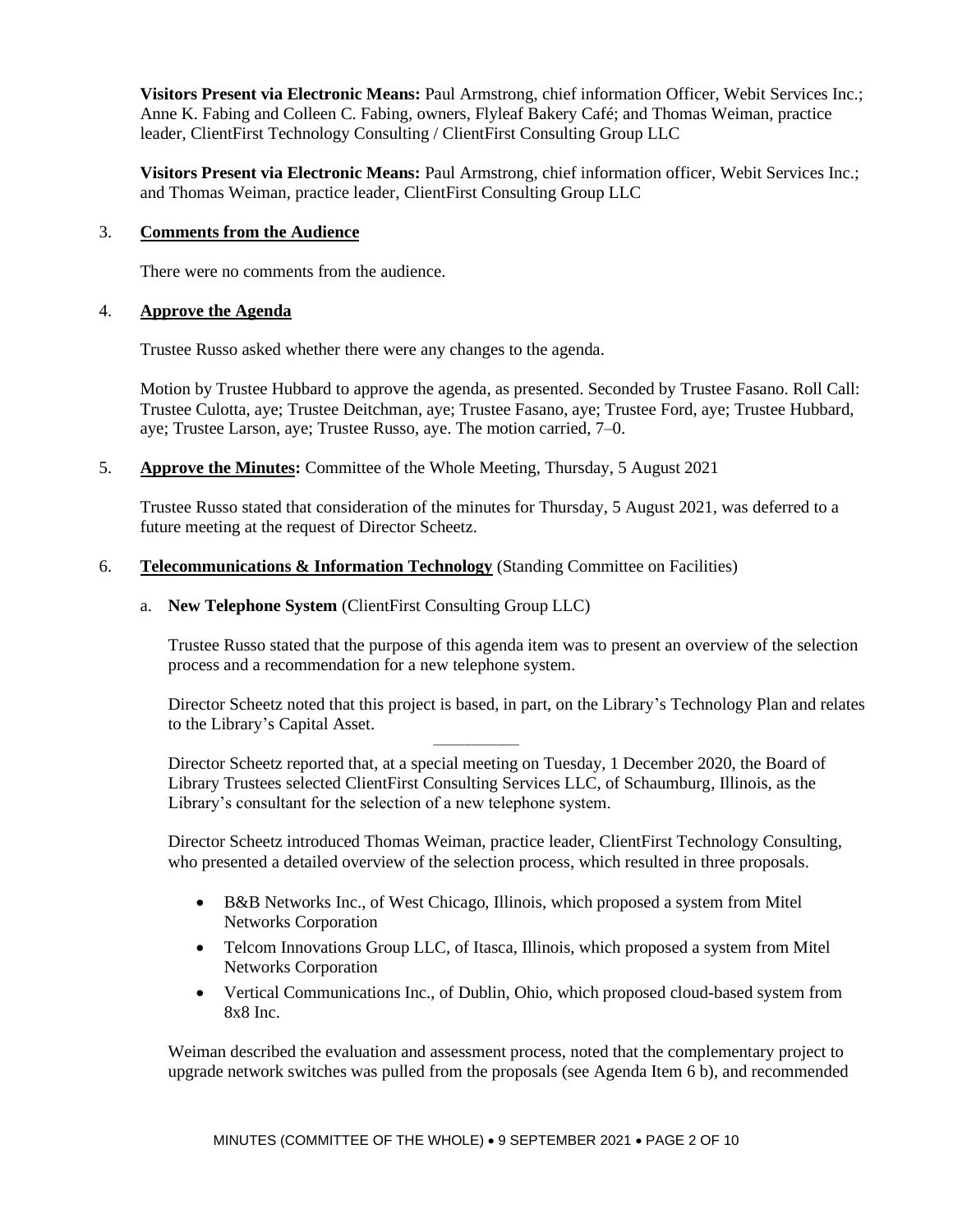**Visitors Present via Electronic Means:** Paul Armstrong, chief information Officer, Webit Services Inc.; Anne K. Fabing and Colleen C. Fabing, owners, Flyleaf Bakery Café; and Thomas Weiman, practice leader, ClientFirst Technology Consulting / ClientFirst Consulting Group LLC

**Visitors Present via Electronic Means:** Paul Armstrong, chief information officer, Webit Services Inc.; and Thomas Weiman, practice leader, ClientFirst Consulting Group LLC

3. **Comments from the Audience**

   There were no comments from the audience.

4. **Approve the Agenda**

   Trustee Russo asked whether there were any changes to the agenda.

   Motion by Trustee Hubbard to approve the agenda, as presented. Seconded by Trustee Fasano. Roll Call: Trustee Culotta, aye; Trustee Deitchman, aye; Trustee Fasano, aye; Trustee Ford, aye; Trustee Hubbard, aye; Trustee Larson, aye; Trustee Russo, aye. The motion carried, 7–0.

5. **Approve the Minutes:** Committee of the Whole Meeting, Thursday, 5 August 2021

   Trustee Russo stated that consideration of the minutes for Thursday, 5 August 2021, was deferred to a future meeting at the request of Director Scheetz.

6. **Telecommunications & Information Technology** (Standing Committee on Facilities)

   a. **New Telephone System** (ClientFirst Consulting Group LLC)

   Trustee Russo stated that the purpose of this agenda item was to present an overview of the selection process and a recommendation for a new telephone system.

   Director Scheetz noted that this project is based, in part, on the Library's Technology Plan and relates to the Library's Capital Asset.

   ---

   Director Scheetz reported that, at a special meeting on Tuesday, 1 December 2020, the Board of Library Trustees selected ClientFirst Consulting Services LLC, of Schaumburg, Illinois, as the Library's consultant for the selection of a new telephone system.

   Director Scheetz introduced Thomas Weiman, practice leader, ClientFirst Technology Consulting, who presented a detailed overview of the selection process, which resulted in three proposals.

   - B&B Networks Inc., of West Chicago, Illinois, which proposed a system from Mitel Networks Corporation
   - Telcom Innovations Group LLC, of Itasca, Illinois, which proposed a system from Mitel Networks Corporation
   - Vertical Communications Inc., of Dublin, Ohio, which proposed cloud-based system from 8x8 Inc.

   Weiman described the evaluation and assessment process, noted that the complementary project to upgrade network switches was pulled from the proposals (see Agenda Item 6 b), and recommended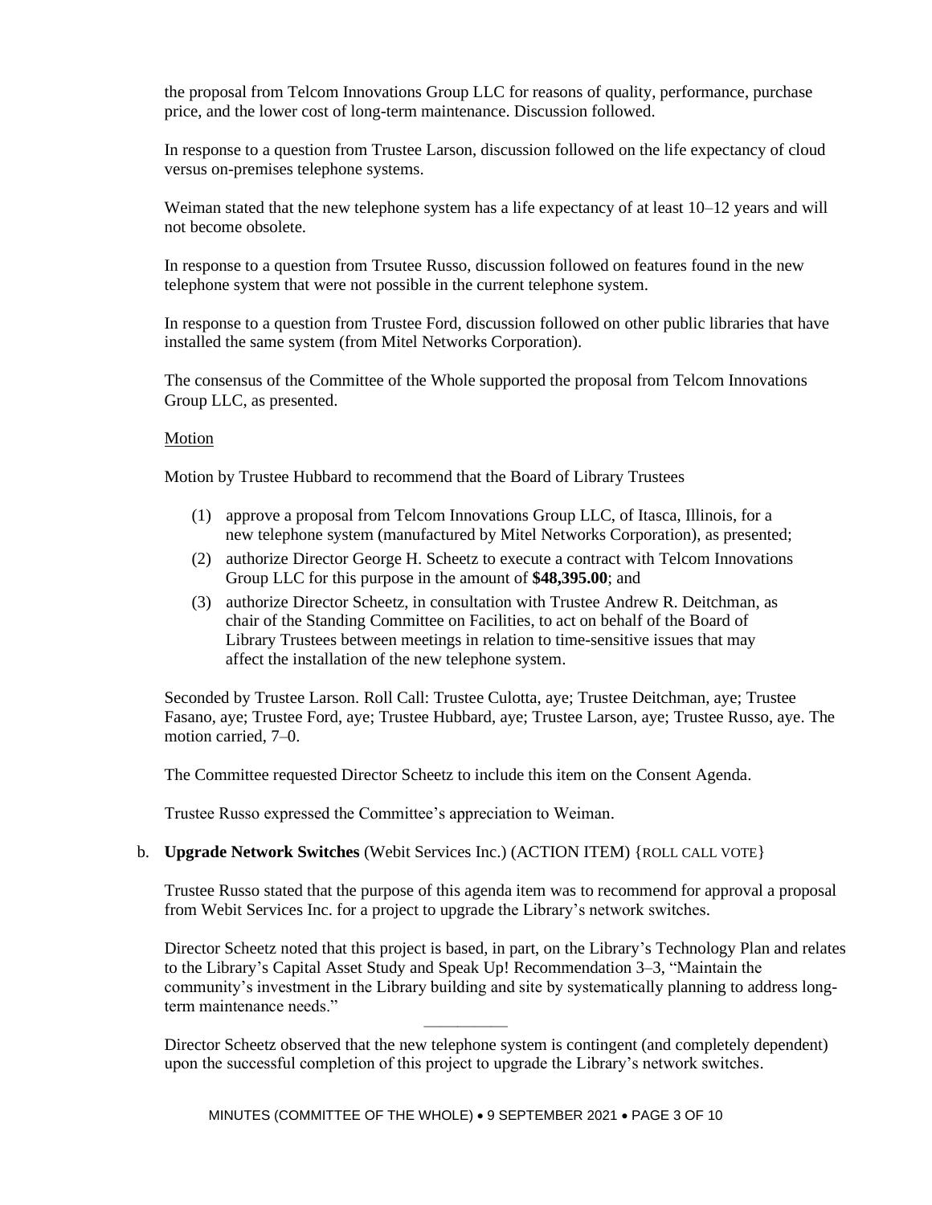the proposal from Telcom Innovations Group LLC for reasons of quality, performance, purchase price, and the lower cost of long-term maintenance. Discussion followed.

In response to a question from Trustee Larson, discussion followed on the life expectancy of cloud versus on-premises telephone systems.

Weiman stated that the new telephone system has a life expectancy of at least 10–12 years and will not become obsolete.

In response to a question from Trsutee Russo, discussion followed on features found in the new telephone system that were not possible in the current telephone system.

In response to a question from Trustee Ford, discussion followed on other public libraries that have installed the same system (from Mitel Networks Corporation).

The consensus of the Committee of the Whole supported the proposal from Telcom Innovations Group LLC, as presented.

Motion

Motion by Trustee Hubbard to recommend that the Board of Library Trustees

(1) approve a proposal from Telcom Innovations Group LLC, of Itasca, Illinois, for a new telephone system (manufactured by Mitel Networks Corporation), as presented;
(2) authorize Director George H. Scheetz to execute a contract with Telcom Innovations Group LLC for this purpose in the amount of **$48,395.00**; and
(3) authorize Director Scheetz, in consultation with Trustee Andrew R. Deitchman, as chair of the Standing Committee on Facilities, to act on behalf of the Board of Library Trustees between meetings in relation to time-sensitive issues that may affect the installation of the new telephone system.

Seconded by Trustee Larson. Roll Call: Trustee Culotta, aye; Trustee Deitchman, aye; Trustee Fasano, aye; Trustee Ford, aye; Trustee Hubbard, aye; Trustee Larson, aye; Trustee Russo, aye. The motion carried, 7–0.

The Committee requested Director Scheetz to include this item on the Consent Agenda.

Trustee Russo expressed the Committee's appreciation to Weiman.

b. **Upgrade Network Switches** (Webit Services Inc.) (ACTION ITEM) {ROLL CALL VOTE}

Trustee Russo stated that the purpose of this agenda item was to recommend for approval a proposal from Webit Services Inc. for a project to upgrade the Library's network switches.

Director Scheetz noted that this project is based, in part, on the Library's Technology Plan and relates to the Library's Capital Asset Study and Speak Up! Recommendation 3–3, "Maintain the community's investment in the Library building and site by systematically planning to address long-term maintenance needs."

---

Director Scheetz observed that the new telephone system is contingent (and completely dependent) upon the successful completion of this project to upgrade the Library's network switches.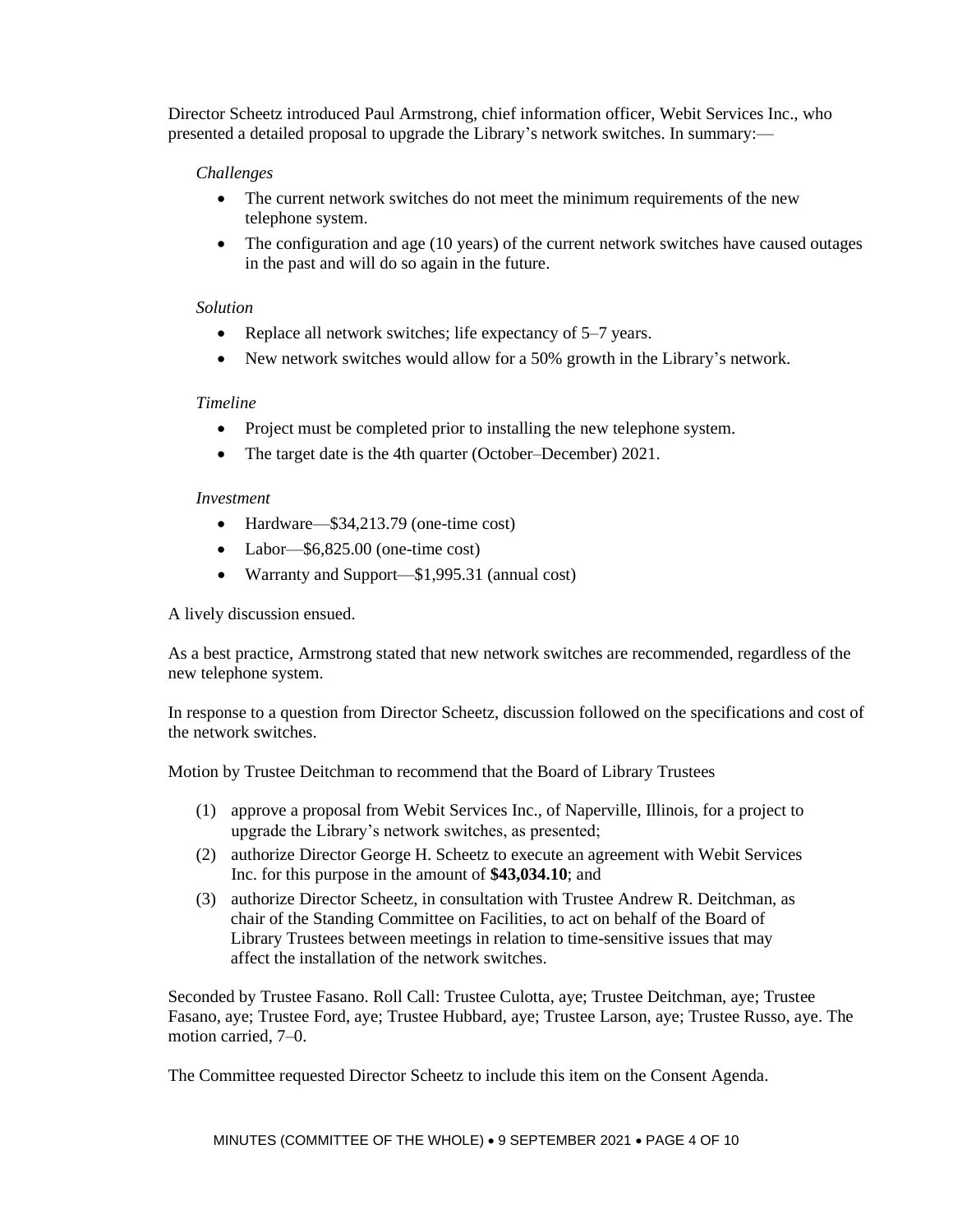Director Scheetz introduced Paul Armstrong, chief information officer, Webit Services Inc., who presented a detailed proposal to upgrade the Library's network switches. In summary:—

*Challenges*

- The current network switches do not meet the minimum requirements of the new telephone system.
- The configuration and age (10 years) of the current network switches have caused outages in the past and will do so again in the future.

*Solution*

- Replace all network switches; life expectancy of 5–7 years.
- New network switches would allow for a 50% growth in the Library's network.

*Timeline*

- Project must be completed prior to installing the new telephone system.
- The target date is the 4th quarter (October–December) 2021.

*Investment*

- Hardware—$34,213.79 (one-time cost)
- Labor—$6,825.00 (one-time cost)
- Warranty and Support—$1,995.31 (annual cost)

A lively discussion ensued.

As a best practice, Armstrong stated that new network switches are recommended, regardless of the new telephone system.

In response to a question from Director Scheetz, discussion followed on the specifications and cost of the network switches.

Motion by Trustee Deitchman to recommend that the Board of Library Trustees

(1) approve a proposal from Webit Services Inc., of Naperville, Illinois, for a project to upgrade the Library's network switches, as presented;
(2) authorize Director George H. Scheetz to execute an agreement with Webit Services Inc. for this purpose in the amount of **$43,034.10**; and
(3) authorize Director Scheetz, in consultation with Trustee Andrew R. Deitchman, as chair of the Standing Committee on Facilities, to act on behalf of the Board of Library Trustees between meetings in relation to time-sensitive issues that may affect the installation of the network switches.

Seconded by Trustee Fasano. Roll Call: Trustee Culotta, aye; Trustee Deitchman, aye; Trustee Fasano, aye; Trustee Ford, aye; Trustee Hubbard, aye; Trustee Larson, aye; Trustee Russo, aye. The motion carried, 7–0.

The Committee requested Director Scheetz to include this item on the Consent Agenda.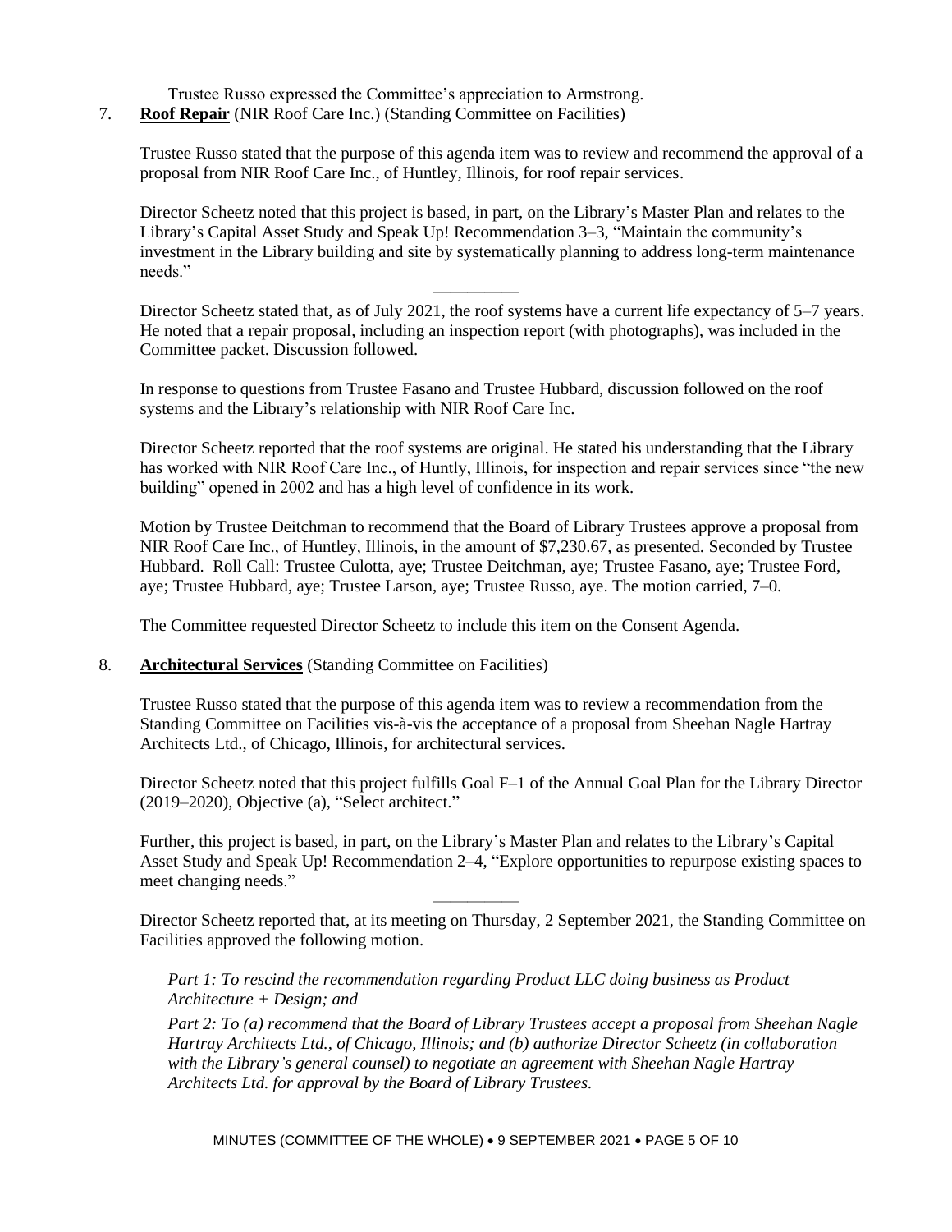Trustee Russo expressed the Committee's appreciation to Armstrong.

7. **Roof Repair** (NIR Roof Care Inc.) (Standing Committee on Facilities)

Trustee Russo stated that the purpose of this agenda item was to review and recommend the approval of a proposal from NIR Roof Care Inc., of Huntley, Illinois, for roof repair services.

Director Scheetz noted that this project is based, in part, on the Library's Master Plan and relates to the Library's Capital Asset Study and Speak Up! Recommendation 3–3, "Maintain the community's investment in the Library building and site by systematically planning to address long-term maintenance needs."

---

Director Scheetz stated that, as of July 2021, the roof systems have a current life expectancy of 5–7 years. He noted that a repair proposal, including an inspection report (with photographs), was included in the Committee packet. Discussion followed.

In response to questions from Trustee Fasano and Trustee Hubbard, discussion followed on the roof systems and the Library's relationship with NIR Roof Care Inc.

Director Scheetz reported that the roof systems are original. He stated his understanding that the Library has worked with NIR Roof Care Inc., of Huntly, Illinois, for inspection and repair services since "the new building" opened in 2002 and has a high level of confidence in its work.

Motion by Trustee Deitchman to recommend that the Board of Library Trustees approve a proposal from NIR Roof Care Inc., of Huntley, Illinois, in the amount of $7,230.67, as presented. Seconded by Trustee Hubbard. Roll Call: Trustee Culotta, aye; Trustee Deitchman, aye; Trustee Fasano, aye; Trustee Ford, aye; Trustee Hubbard, aye; Trustee Larson, aye; Trustee Russo, aye. The motion carried, 7–0.

The Committee requested Director Scheetz to include this item on the Consent Agenda.

8. **Architectural Services** (Standing Committee on Facilities)

Trustee Russo stated that the purpose of this agenda item was to review a recommendation from the Standing Committee on Facilities vis-à-vis the acceptance of a proposal from Sheehan Nagle Hartray Architects Ltd., of Chicago, Illinois, for architectural services.

Director Scheetz noted that this project fulfills Goal F–1 of the Annual Goal Plan for the Library Director (2019–2020), Objective (a), "Select architect."

Further, this project is based, in part, on the Library's Master Plan and relates to the Library's Capital Asset Study and Speak Up! Recommendation 2–4, "Explore opportunities to repurpose existing spaces to meet changing needs."

---

Director Scheetz reported that, at its meeting on Thursday, 2 September 2021, the Standing Committee on Facilities approved the following motion.

*Part 1: To rescind the recommendation regarding Product LLC doing business as Product Architecture + Design; and*

*Part 2: To (a) recommend that the Board of Library Trustees accept a proposal from Sheehan Nagle Hartray Architects Ltd., of Chicago, Illinois; and (b) authorize Director Scheetz (in collaboration with the Library's general counsel) to negotiate an agreement with Sheehan Nagle Hartray Architects Ltd. for approval by the Board of Library Trustees.*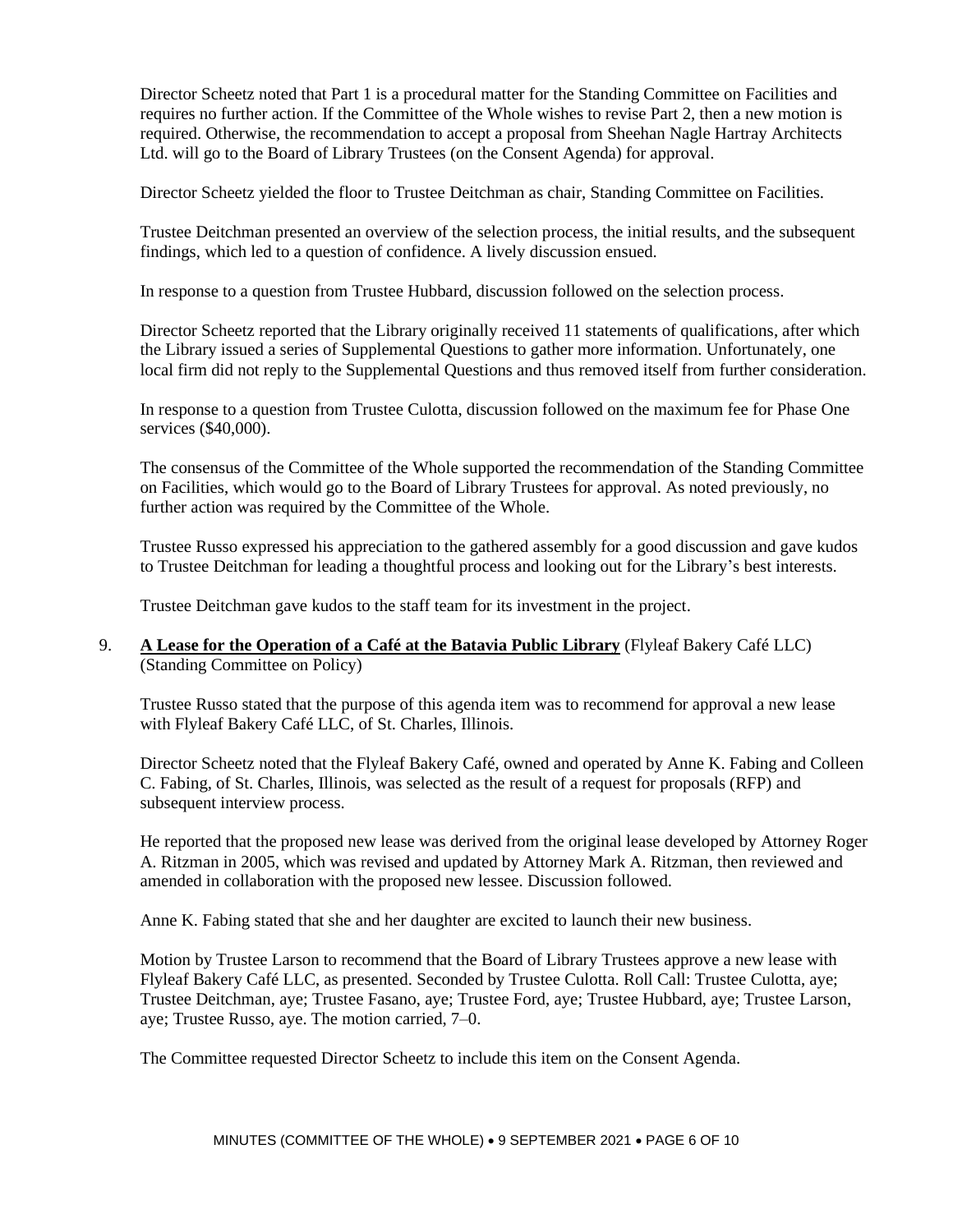Director Scheetz noted that Part 1 is a procedural matter for the Standing Committee on Facilities and requires no further action. If the Committee of the Whole wishes to revise Part 2, then a new motion is required. Otherwise, the recommendation to accept a proposal from Sheehan Nagle Hartray Architects Ltd. will go to the Board of Library Trustees (on the Consent Agenda) for approval.

Director Scheetz yielded the floor to Trustee Deitchman as chair, Standing Committee on Facilities.

Trustee Deitchman presented an overview of the selection process, the initial results, and the subsequent findings, which led to a question of confidence. A lively discussion ensued.

In response to a question from Trustee Hubbard, discussion followed on the selection process.

Director Scheetz reported that the Library originally received 11 statements of qualifications, after which the Library issued a series of Supplemental Questions to gather more information. Unfortunately, one local firm did not reply to the Supplemental Questions and thus removed itself from further consideration.

In response to a question from Trustee Culotta, discussion followed on the maximum fee for Phase One services ($40,000).

The consensus of the Committee of the Whole supported the recommendation of the Standing Committee on Facilities, which would go to the Board of Library Trustees for approval. As noted previously, no further action was required by the Committee of the Whole.

Trustee Russo expressed his appreciation to the gathered assembly for a good discussion and gave kudos to Trustee Deitchman for leading a thoughtful process and looking out for the Library's best interests.

Trustee Deitchman gave kudos to the staff team for its investment in the project.

9. **A Lease for the Operation of a Café at the Batavia Public Library** (Flyleaf Bakery Café LLC) (Standing Committee on Policy)

   Trustee Russo stated that the purpose of this agenda item was to recommend for approval a new lease with Flyleaf Bakery Café LLC, of St. Charles, Illinois.

   Director Scheetz noted that the Flyleaf Bakery Café, owned and operated by Anne K. Fabing and Colleen C. Fabing, of St. Charles, Illinois, was selected as the result of a request for proposals (RFP) and subsequent interview process.

   He reported that the proposed new lease was derived from the original lease developed by Attorney Roger A. Ritzman in 2005, which was revised and updated by Attorney Mark A. Ritzman, then reviewed and amended in collaboration with the proposed new lessee. Discussion followed.

   Anne K. Fabing stated that she and her daughter are excited to launch their new business.

   Motion by Trustee Larson to recommend that the Board of Library Trustees approve a new lease with Flyleaf Bakery Café LLC, as presented. Seconded by Trustee Culotta. Roll Call: Trustee Culotta, aye; Trustee Deitchman, aye; Trustee Fasano, aye; Trustee Ford, aye; Trustee Hubbard, aye; Trustee Larson, aye; Trustee Russo, aye. The motion carried, 7–0.

   The Committee requested Director Scheetz to include this item on the Consent Agenda.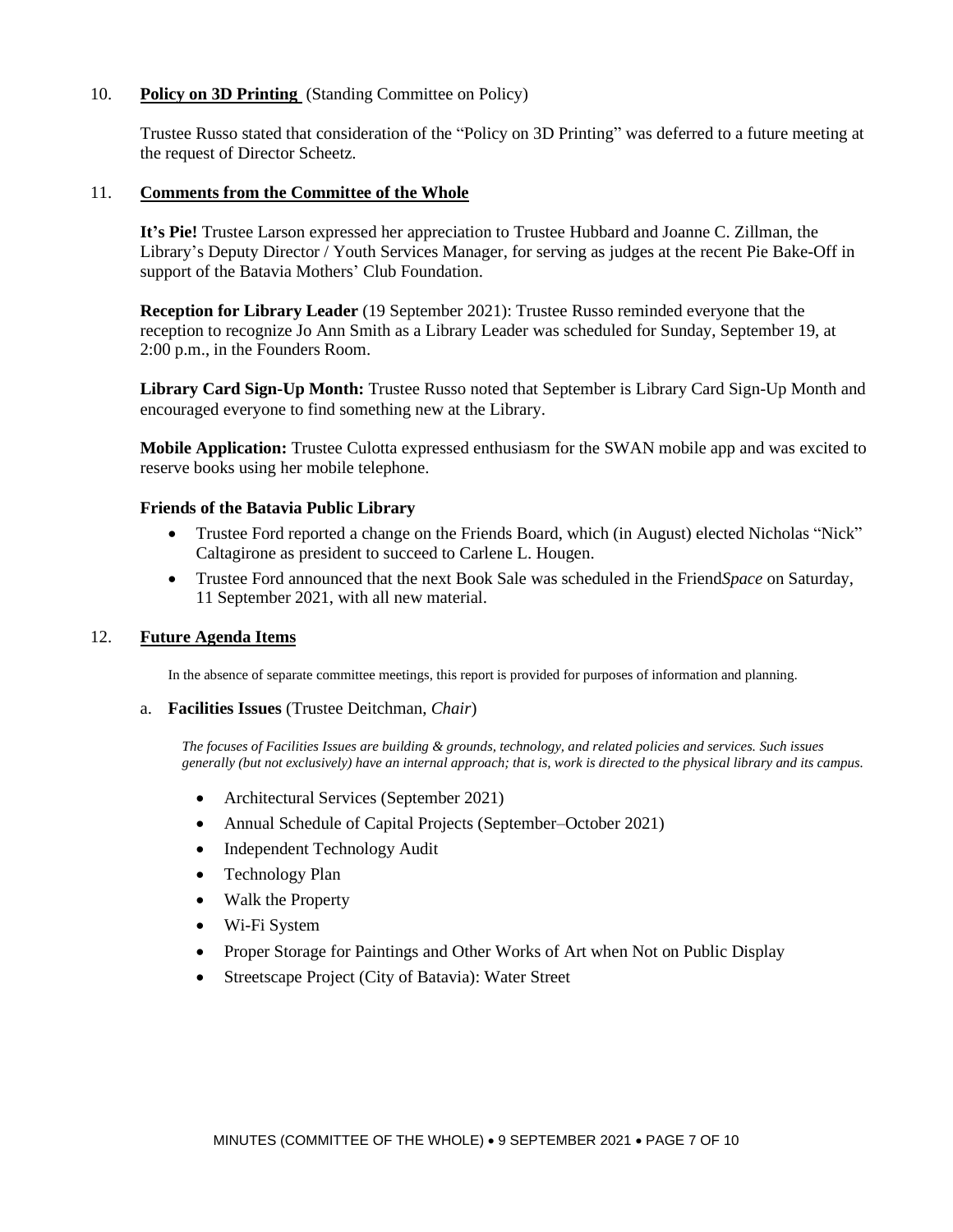## 10. **Policy on 3D Printing** (Standing Committee on Policy)

Trustee Russo stated that consideration of the "Policy on 3D Printing" was deferred to a future meeting at the request of Director Scheetz.

## 11. **Comments from the Committee of the Whole**

**It's Pie!** Trustee Larson expressed her appreciation to Trustee Hubbard and Joanne C. Zillman, the Library's Deputy Director / Youth Services Manager, for serving as judges at the recent Pie Bake-Off in support of the Batavia Mothers' Club Foundation.

**Reception for Library Leader** (19 September 2021): Trustee Russo reminded everyone that the reception to recognize Jo Ann Smith as a Library Leader was scheduled for Sunday, September 19, at 2:00 p.m., in the Founders Room.

**Library Card Sign-Up Month:** Trustee Russo noted that September is Library Card Sign-Up Month and encouraged everyone to find something new at the Library.

**Mobile Application:** Trustee Culotta expressed enthusiasm for the SWAN mobile app and was excited to reserve books using her mobile telephone.

**Friends of the Batavia Public Library**

- Trustee Ford reported a change on the Friends Board, which (in August) elected Nicholas "Nick" Caltagirone as president to succeed to Carlene L. Hougen.
- Trustee Ford announced that the next Book Sale was scheduled in the Friend*Space* on Saturday, 11 September 2021, with all new material.

## 12. **Future Agenda Items**

In the absence of separate committee meetings, this report is provided for purposes of information and planning.

a. **Facilities Issues** (Trustee Deitchman, *Chair*)

*The focuses of Facilities Issues are building & grounds, technology, and related policies and services. Such issues generally (but not exclusively) have an internal approach; that is, work is directed to the physical library and its campus.*

- Architectural Services (September 2021)
- Annual Schedule of Capital Projects (September–October 2021)
- Independent Technology Audit
- Technology Plan
- Walk the Property
- Wi-Fi System
- Proper Storage for Paintings and Other Works of Art when Not on Public Display
- Streetscape Project (City of Batavia): Water Street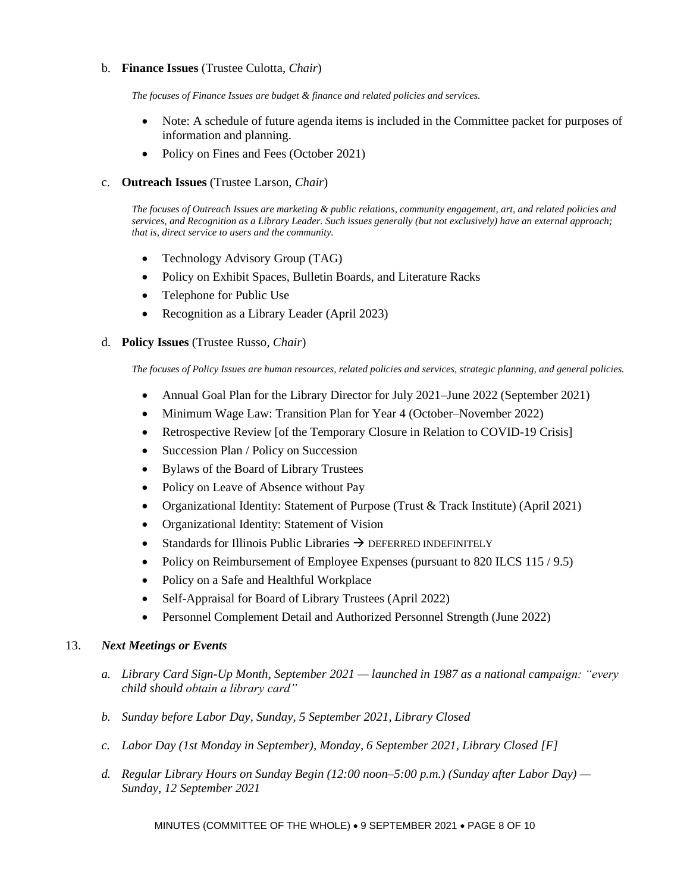b. **Finance Issues** (Trustee Culotta, *Chair*)

*The focuses of Finance Issues are budget & finance and related policies and services.*

- Note: A schedule of future agenda items is included in the Committee packet for purposes of information and planning.
- Policy on Fines and Fees (October 2021)

c. **Outreach Issues** (Trustee Larson, *Chair*)

*The focuses of Outreach Issues are marketing & public relations, community engagement, art, and related policies and services, and Recognition as a Library Leader. Such issues generally (but not exclusively) have an external approach; that is, direct service to users and the community.*

- Technology Advisory Group (TAG)
- Policy on Exhibit Spaces, Bulletin Boards, and Literature Racks
- Telephone for Public Use
- Recognition as a Library Leader (April 2023)

d. **Policy Issues** (Trustee Russo, *Chair*)

*The focuses of Policy Issues are human resources, related policies and services, strategic planning, and general policies.*

- Annual Goal Plan for the Library Director for July 2021–June 2022 (September 2021)
- Minimum Wage Law: Transition Plan for Year 4 (October–November 2022)
- Retrospective Review [of the Temporary Closure in Relation to COVID-19 Crisis]
- Succession Plan / Policy on Succession
- Bylaws of the Board of Library Trustees
- Policy on Leave of Absence without Pay
- Organizational Identity: Statement of Purpose (Trust & Track Institute) (April 2021)
- Organizational Identity: Statement of Vision
- Standards for Illinois Public Libraries → DEFERRED INDEFINITELY
- Policy on Reimbursement of Employee Expenses (pursuant to 820 ILCS 115 / 9.5)
- Policy on a Safe and Healthful Workplace
- Self-Appraisal for Board of Library Trustees (April 2022)
- Personnel Complement Detail and Authorized Personnel Strength (June 2022)

13. ***Next Meetings or Events***

*a. Library Card Sign-Up Month, September 2021 — launched in 1987 as a national campaign: "every child should obtain a library card"*

*b. Sunday before Labor Day, Sunday, 5 September 2021, Library Closed*

*c. Labor Day (1st Monday in September), Monday, 6 September 2021, Library Closed [F]*

*d. Regular Library Hours on Sunday Begin (12:00 noon–5:00 p.m.) (Sunday after Labor Day) — Sunday, 12 September 2021*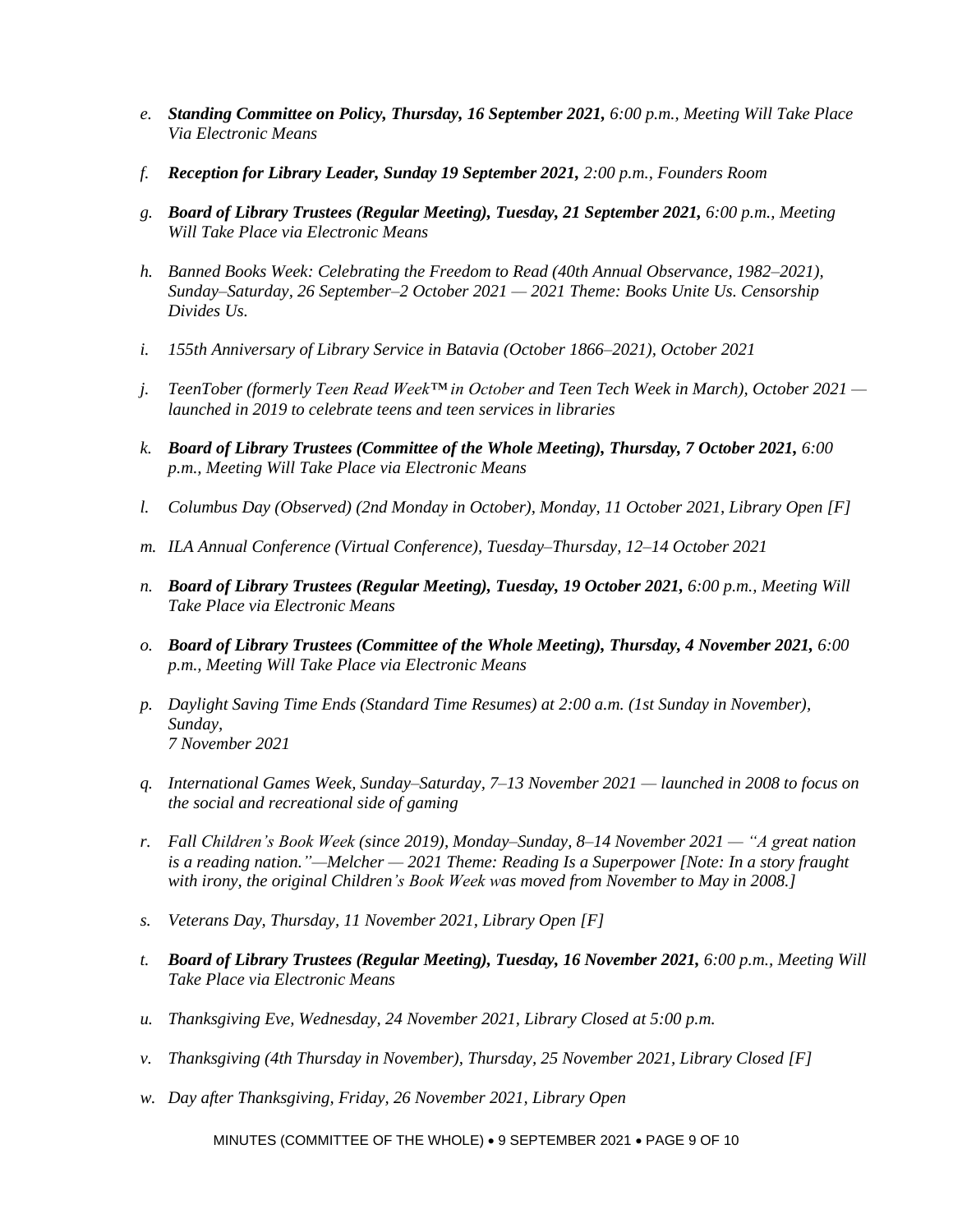e. ***Standing Committee on Policy, Thursday, 16 September 2021,*** *6:00 p.m., Meeting Will Take Place Via Electronic Means*

f. ***Reception for Library Leader, Sunday 19 September 2021,*** *2:00 p.m., Founders Room*

g. ***Board of Library Trustees (Regular Meeting), Tuesday, 21 September 2021,*** *6:00 p.m., Meeting Will Take Place via Electronic Means*

h. *Banned Books Week: Celebrating the Freedom to Read (40th Annual Observance, 1982–2021), Sunday–Saturday, 26 September–2 October 2021 — 2021 Theme: Books Unite Us. Censorship Divides Us.*

i. *155th Anniversary of Library Service in Batavia (October 1866–2021), October 2021*

j. *TeenTober (formerly Teen Read Week™ in October and Teen Tech Week in March), October 2021 — launched in 2019 to celebrate teens and teen services in libraries*

k. ***Board of Library Trustees (Committee of the Whole Meeting), Thursday, 7 October 2021,*** *6:00 p.m., Meeting Will Take Place via Electronic Means*

l. *Columbus Day (Observed) (2nd Monday in October), Monday, 11 October 2021, Library Open [F]*

m. *ILA Annual Conference (Virtual Conference), Tuesday–Thursday, 12–14 October 2021*

n. ***Board of Library Trustees (Regular Meeting), Tuesday, 19 October 2021,*** *6:00 p.m., Meeting Will Take Place via Electronic Means*

o. ***Board of Library Trustees (Committee of the Whole Meeting), Thursday, 4 November 2021,*** *6:00 p.m., Meeting Will Take Place via Electronic Means*

p. *Daylight Saving Time Ends (Standard Time Resumes) at 2:00 a.m. (1st Sunday in November), Sunday, 7 November 2021*

q. *International Games Week, Sunday–Saturday, 7–13 November 2021 — launched in 2008 to focus on the social and recreational side of gaming*

r. *Fall Children's Book Week (since 2019), Monday–Sunday, 8–14 November 2021 — "A great nation is a reading nation."—Melcher — 2021 Theme: Reading Is a Superpower [Note: In a story fraught with irony, the original Children's Book Week was moved from November to May in 2008.]*

s. *Veterans Day, Thursday, 11 November 2021, Library Open [F]*

t. ***Board of Library Trustees (Regular Meeting), Tuesday, 16 November 2021,*** *6:00 p.m., Meeting Will Take Place via Electronic Means*

u. *Thanksgiving Eve, Wednesday, 24 November 2021, Library Closed at 5:00 p.m.*

v. *Thanksgiving (4th Thursday in November), Thursday, 25 November 2021, Library Closed [F]*

w. *Day after Thanksgiving, Friday, 26 November 2021, Library Open*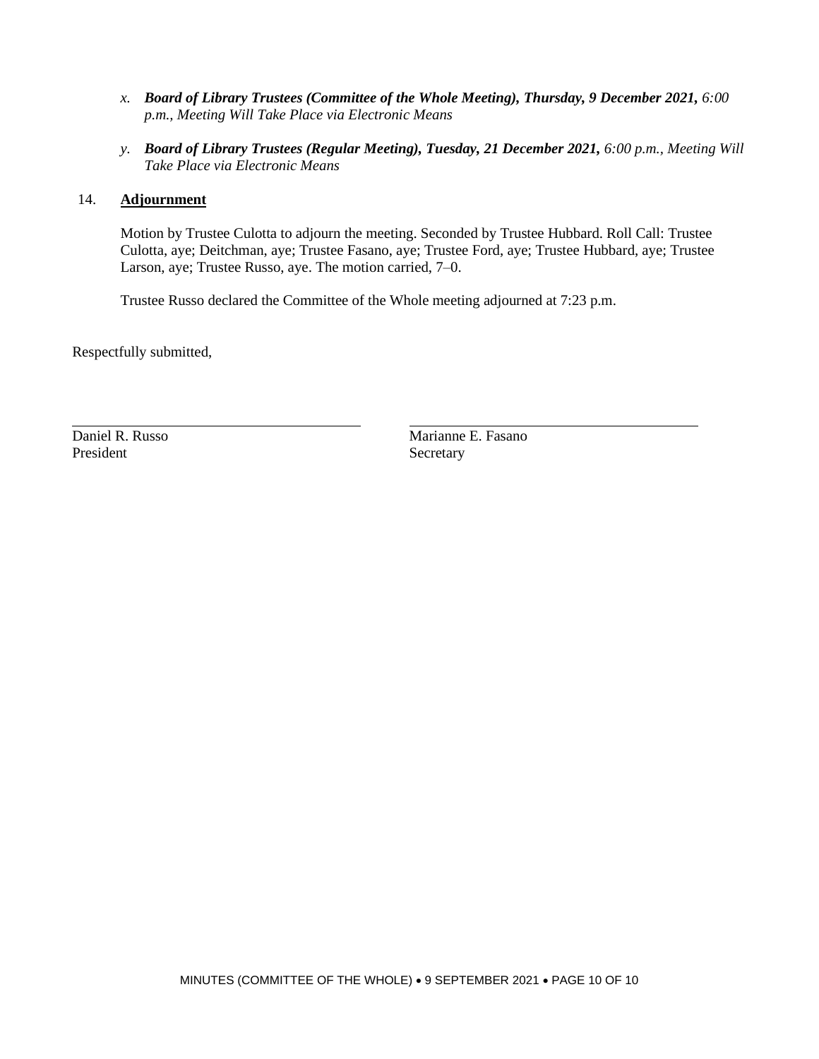x. ***Board of Library Trustees (Committee of the Whole Meeting), Thursday, 9 December 2021,*** *6:00 p.m., Meeting Will Take Place via Electronic Means*

y. ***Board of Library Trustees (Regular Meeting), Tuesday, 21 December 2021,*** *6:00 p.m., Meeting Will Take Place via Electronic Means*

14. **Adjournment**

Motion by Trustee Culotta to adjourn the meeting. Seconded by Trustee Hubbard. Roll Call: Trustee Culotta, aye; Deitchman, aye; Trustee Fasano, aye; Trustee Ford, aye; Trustee Hubbard, aye; Trustee Larson, aye; Trustee Russo, aye. The motion carried, 7–0.

Trustee Russo declared the Committee of the Whole meeting adjourned at 7:23 p.m.

Respectfully submitted,

Daniel R. Russo
President

Marianne E. Fasano
Secretary